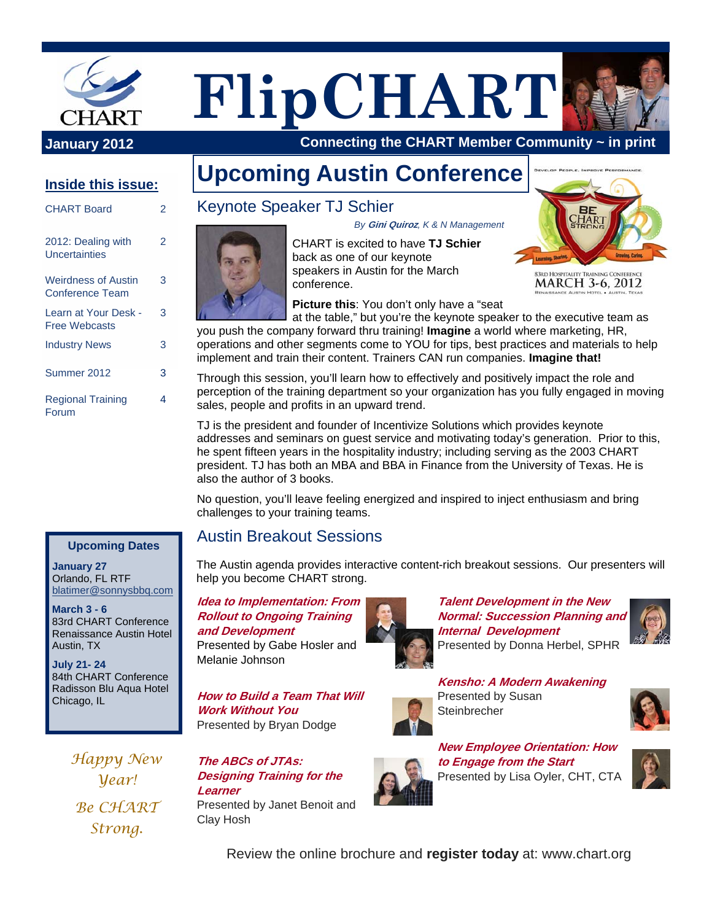# FlipCHART

**January 2012** — **Connecting the CHART Member Community ~ in print**

## Inside this issue:

| | |
|---|---|
| CHART Board | 2 |
| 2012: Dealing with Uncertainties | 2 |
| Weirdness of Austin Conference Team | 3 |
| Learn at Your Desk - Free Webcasts | 3 |
| Industry News | 3 |
| Summer 2012 | 3 |
| Regional Training Forum | 4 |

# Upcoming Austin Conference

## Keynote Speaker TJ Schier

*By **Gini Quiroz**, K & N Management*

CHART is excited to have **TJ Schier** back as one of our keynote speakers in Austin for the March conference.

**Picture this**: You don't only have a "seat at the table," but you're the keynote speaker to the executive team as you push the company forward thru training! **Imagine** a world where marketing, HR, operations and other segments come to YOU for tips, best practices and materials to help implement and train their content. Trainers CAN run companies. **Imagine that!**

Through this session, you'll learn how to effectively and positively impact the role and perception of the training department so your organization has you fully engaged in moving sales, people and profits in an upward trend.

TJ is the president and founder of Incentivize Solutions which provides keynote addresses and seminars on guest service and motivating today's generation. Prior to this, he spent fifteen years in the hospitality industry; including serving as the 2003 CHART president. TJ has both an MBA and BBA in Finance from the University of Texas. He is also the author of 3 books.

No question, you'll leave feeling energized and inspired to inject enthusiasm and bring challenges to your training teams.

## Austin Breakout Sessions

The Austin agenda provides interactive content-rich breakout sessions. Our presenters will help you become CHART strong.

***Idea to Implementation: From Rollout to Ongoing Training and Development***
Presented by Gabe Hosler and Melanie Johnson

***How to Build a Team That Will Work Without You***
Presented by Bryan Dodge

***The ABCs of JTAs: Designing Training for the Learner***
Presented by Janet Benoit and Clay Hosh

***Talent Development in the New Normal: Succession Planning and Internal Development***
Presented by Donna Herbel, SPHR

***Kensho: A Modern Awakening***
Presented by Susan Steinbrecher

***New Employee Orientation: How to Engage from the Start***
Presented by Lisa Oyler, CHT, CTA

Review the online brochure and **register today** at: www.chart.org

### Upcoming Dates

**January 27**
Orlando, FL RTF
blatimer@sonnysbbq.com

**March 3 - 6**
83rd CHART Conference
Renaissance Austin Hotel
Austin, TX

**July 21- 24**
84th CHART Conference
Radisson Blu Aqua Hotel
Chicago, IL

*Happy New Year!*

*Be CHART Strong.*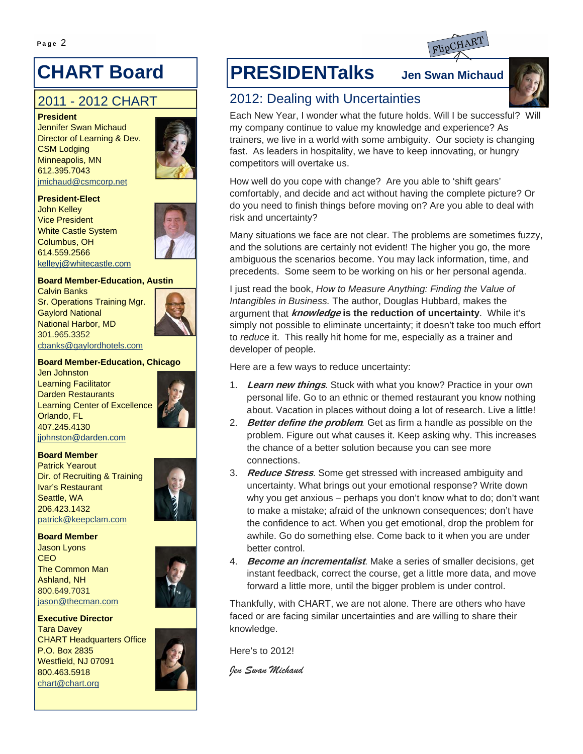# CHART Board

## 2011 - 2012 CHART

**President**
Jennifer Swan Michaud
Director of Learning & Dev.
CSM Lodging
Minneapolis, MN
612.395.7043
jmichaud@csmcorp.net

**President-Elect**
John Kelley
Vice President
White Castle System
Columbus, OH
614.559.2566
kelleyj@whitecastle.com

**Board Member-Education, Austin**
Calvin Banks
Sr. Operations Training Mgr.
Gaylord National
National Harbor, MD
301.965.3352
cbanks@gaylordhotels.com

**Board Member-Education, Chicago**
Jen Johnston
Learning Facilitator
Darden Restaurants
Learning Center of Excellence
Orlando, FL
407.245.4130
jjohnston@darden.com

**Board Member**
Patrick Yearout
Dir. of Recruiting & Training
Ivar's Restaurant
Seattle, WA
206.423.1432
patrick@keepclam.com

**Board Member**
Jason Lyons
CEO
The Common Man
Ashland, NH
800.649.7031
jason@thecman.com

**Executive Director**
Tara Davey
CHART Headquarters Office
P.O. Box 2835
Westfield, NJ 07091
800.463.5918
chart@chart.org

FlipCHART

# PRESIDENTalks

**Jen Swan Michaud**

## 2012: Dealing with Uncertainties

Each New Year, I wonder what the future holds. Will I be successful? Will my company continue to value my knowledge and experience? As trainers, we live in a world with some ambiguity. Our society is changing fast. As leaders in hospitality, we have to keep innovating, or hungry competitors will overtake us.

How well do you cope with change? Are you able to 'shift gears' comfortably, and decide and act without having the complete picture? Or do you need to finish things before moving on? Are you able to deal with risk and uncertainty?

Many situations we face are not clear. The problems are sometimes fuzzy, and the solutions are certainly not evident! The higher you go, the more ambiguous the scenarios become. You may lack information, time, and precedents. Some seem to be working on his or her personal agenda.

I just read the book, *How to Measure Anything: Finding the Value of Intangibles in Business.* The author, Douglas Hubbard, makes the argument that ***knowledge* is the reduction of uncertainty**. While it's simply not possible to eliminate uncertainty; it doesn't take too much effort to *reduce* it. This really hit home for me, especially as a trainer and developer of people.

Here are a few ways to reduce uncertainty:

1. ***Learn new things***. Stuck with what you know? Practice in your own personal life. Go to an ethnic or themed restaurant you know nothing about. Vacation in places without doing a lot of research. Live a little!
2. ***Better define the problem***. Get as firm a handle as possible on the problem. Figure out what causes it. Keep asking why. This increases the chance of a better solution because you can see more connections.
3. ***Reduce Stress***. Some get stressed with increased ambiguity and uncertainty. What brings out your emotional response? Write down why you get anxious – perhaps you don't know what to do; don't want to make a mistake; afraid of the unknown consequences; don't have the confidence to act. When you get emotional, drop the problem for awhile. Go do something else. Come back to it when you are under better control.
4. ***Become an incrementalist***. Make a series of smaller decisions, get instant feedback, correct the course, get a little more data, and move forward a little more, until the bigger problem is under control.

Thankfully, with CHART, we are not alone. There are others who have faced or are facing similar uncertainties and are willing to share their knowledge.

Here's to 2012!

*Jen Swan Michaud*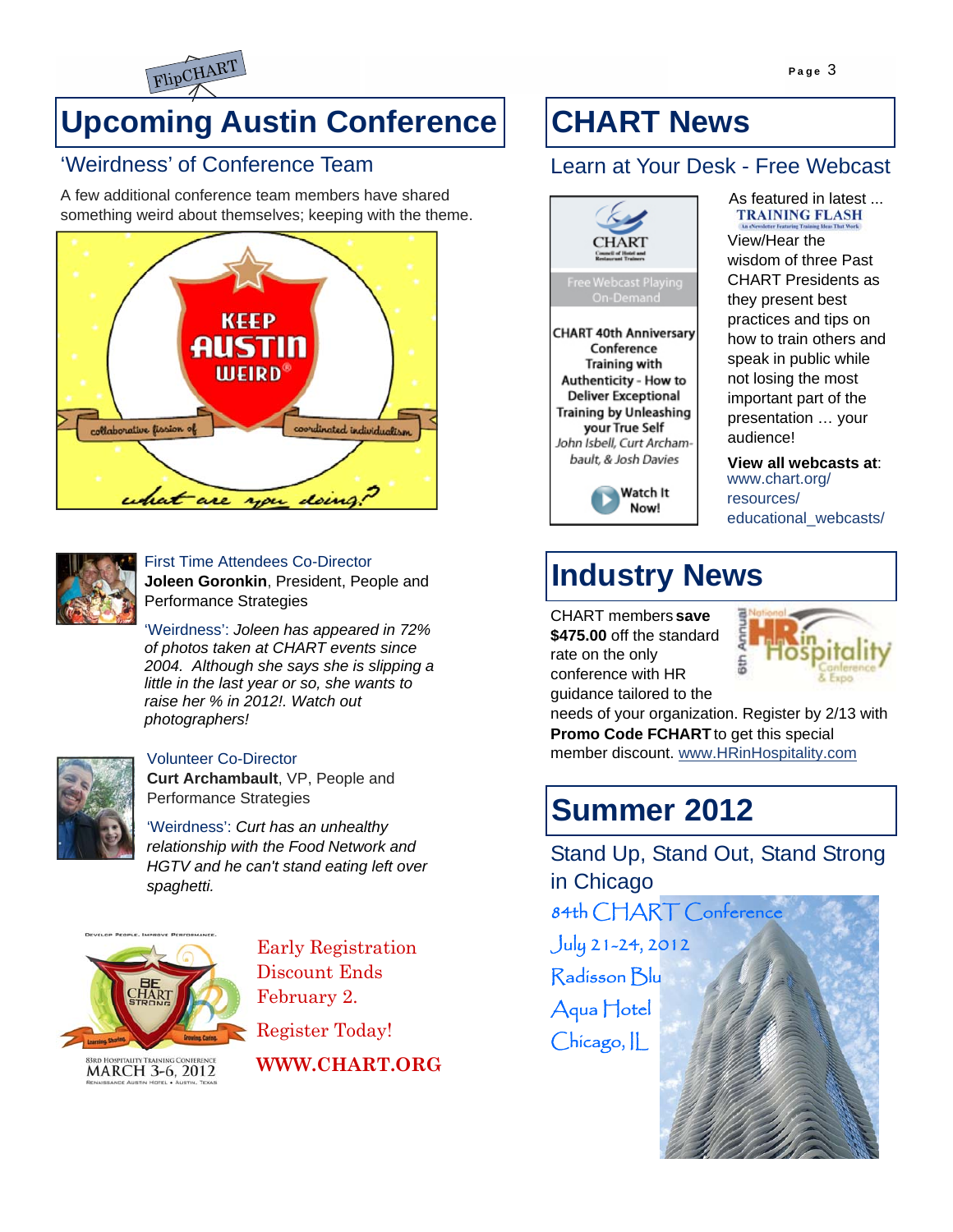# Upcoming Austin Conference

## 'Weirdness' of Conference Team

A few additional conference team members have shared something weird about themselves; keeping with the theme.

KEEP AUSTIN WEIRD®

collaborative fusion of coordinated individualism

what are you doing?

First Time Attendees Co-Director
**Joleen Goronkin**, President, People and Performance Strategies

'Weirdness': *Joleen has appeared in 72% of photos taken at CHART events since 2004. Although she says she is slipping a little in the last year or so, she wants to raise her % in 2012!. Watch out photographers!*

Volunteer Co-Director
**Curt Archambault**, VP, People and Performance Strategies

'Weirdness': *Curt has an unhealthy relationship with the Food Network and HGTV and he can't stand eating left over spaghetti.*

Develop People. Improve Performance.
BE CHART STRONG
Learning. Sharing. Growing. Caring.
83rd Hospitality Training Conference
MARCH 3-6, 2012
Renaissance Austin Hotel • Austin, Texas

Early Registration Discount Ends February 2.

Register Today!

**WWW.CHART.ORG**

# CHART News

## Learn at Your Desk - Free Webcast

CHART
Free Webcast Playing On-Demand

CHART 40th Anniversary Conference
Training with Authenticity - How to Deliver Exceptional Training by Unleashing your True Self
*John Isbell, Curt Archambault, & Josh Davies*

Watch It Now!

As featured in latest ... TRAINING FLASH

View/Hear the wisdom of three Past CHART Presidents as they present best practices and tips on how to train others and speak in public while not losing the most important part of the presentation … your audience!

**View all webcasts at**: www.chart.org/resources/educational_webcasts/

# Industry News

CHART members **save $475.00** off the standard rate on the only conference with HR guidance tailored to the needs of your organization. Register by 2/13 with **Promo Code FCHART** to get this special member discount. www.HRinHospitality.com

# Summer 2012

## Stand Up, Stand Out, Stand Strong in Chicago

84th CHART Conference

July 21-24, 2012

Radisson Blu

Aqua Hotel

Chicago, IL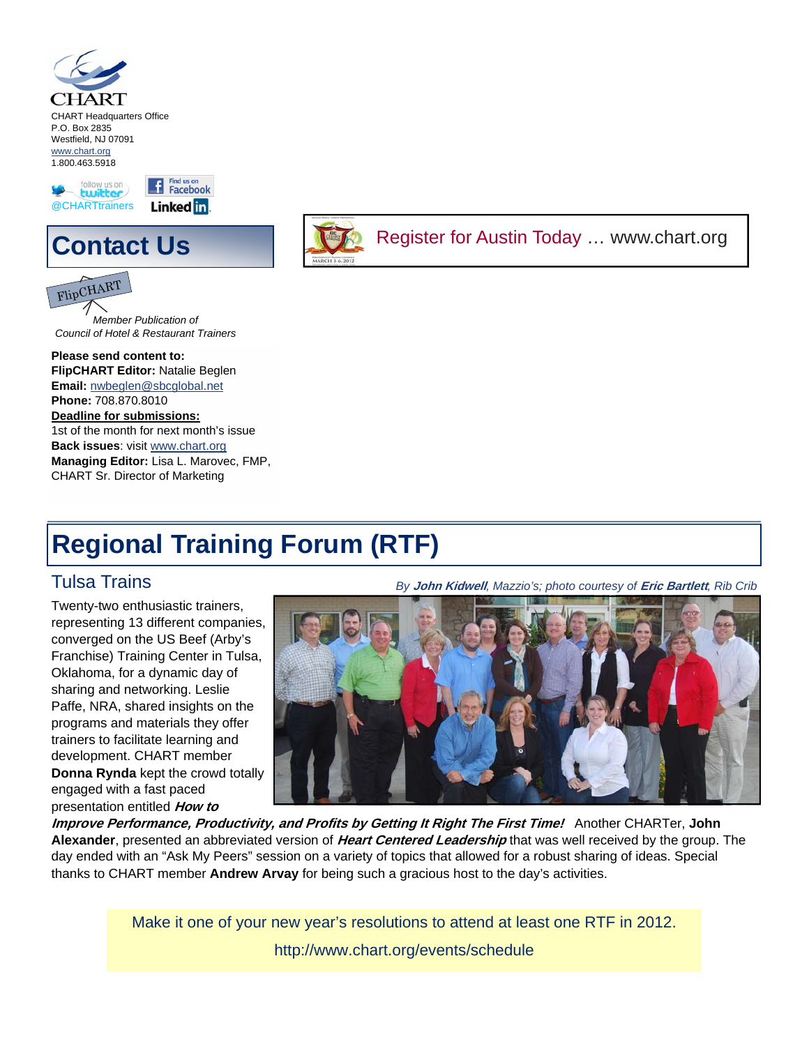CHART

CHART Headquarters Office
P.O. Box 2835
Westfield, NJ 07091
www.chart.org
1.800.463.5918

follow us on twitter @CHARTtrainers

Find us on Facebook

LinkedIn

# Contact Us

Register for Austin Today … www.chart.org

FlipCHART

*Member Publication of Council of Hotel & Restaurant Trainers*

**Please send content to:**
**FlipCHART Editor:** Natalie Beglen
**Email:** nwbeglen@sbcglobal.net
**Phone:** 708.870.8010
**Deadline for submissions:**
1st of the month for next month's issue
**Back issues**: visit www.chart.org
**Managing Editor:** Lisa L. Marovec, FMP, CHART Sr. Director of Marketing

# Regional Training Forum (RTF)

## Tulsa Trains

*By **John Kidwell**, Mazzio's; photo courtesy of **Eric Bartlett**, Rib Crib*

Twenty-two enthusiastic trainers, representing 13 different companies, converged on the US Beef (Arby's Franchise) Training Center in Tulsa, Oklahoma, for a dynamic day of sharing and networking. Leslie Paffe, NRA, shared insights on the programs and materials they offer trainers to facilitate learning and development. CHART member **Donna Rynda** kept the crowd totally engaged with a fast paced presentation entitled ***How to Improve Performance, Productivity, and Profits by Getting It Right The First Time!*** Another CHARTer, **John Alexander**, presented an abbreviated version of ***Heart Centered Leadership*** that was well received by the group. The day ended with an "Ask My Peers" session on a variety of topics that allowed for a robust sharing of ideas. Special thanks to CHART member **Andrew Arvay** for being such a gracious host to the day's activities.

Make it one of your new year's resolutions to attend at least one RTF in 2012.

http://www.chart.org/events/schedule